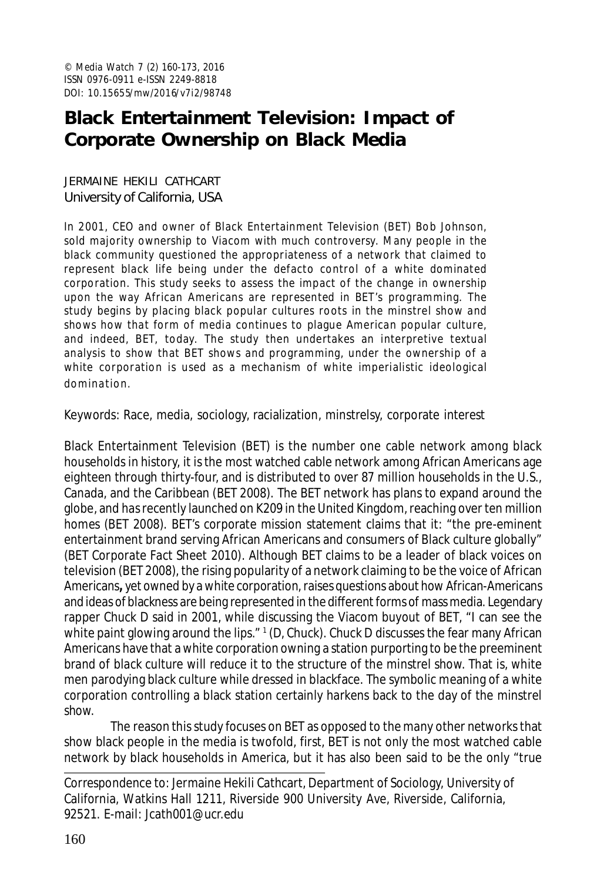© Media Watch 7 (2) 160-173, 2016
ISSN 0976-0911 e-ISSN 2249-8818
DOI: 10.15655/mw/2016/v7i2/98748

# Black Entertainment Television: Impact of Corporate Ownership on Black Media

JERMAINE HEKILI CATHCART
University of California, USA

In 2001, CEO and owner of Black Entertainment Television (BET) Bob Johnson, sold majority ownership to Viacom with much controversy. Many people in the black community questioned the appropriateness of a network that claimed to represent black life being under the defacto control of a white dominated corporation. This study seeks to assess the impact of the change in ownership upon the way African Americans are represented in BET's programming. The study begins by placing black popular cultures roots in the minstrel show and shows how that form of media continues to plague American popular culture, and indeed, BET, today. The study then undertakes an interpretive textual analysis to show that BET shows and programming, under the ownership of a white corporation is used as a mechanism of white imperialistic ideological domination.

Keywords: Race, media, sociology, racialization, minstrelsy, corporate interest

Black Entertainment Television (BET) is the number one cable network among black households in history, it is the most watched cable network among African Americans age eighteen through thirty-four, and is distributed to over 87 million households in the U.S., Canada, and the Caribbean (BET 2008). The BET network has plans to expand around the globe, and has recently launched on K209 in the United Kingdom, reaching over ten million homes (BET 2008). BET's corporate mission statement claims that it: "the pre-eminent entertainment brand serving African Americans and consumers of Black culture globally" (BET Corporate Fact Sheet 2010). Although BET claims to be a leader of black voices on television (BET 2008), the rising popularity of a network claiming to be the voice of African Americans**,** yet owned by a white corporation, raises questions about how African-Americans and ideas of blackness are being represented in the different forms of mass media. Legendary rapper Chuck D said in 2001, while discussing the Viacom buyout of BET, "I can see the white paint glowing around the lips." [1] (D, Chuck). Chuck D discusses the fear many African Americans have that a white corporation owning a station purporting to be the preeminent brand of black culture will reduce it to the structure of the minstrel show. That is, white men parodying black culture while dressed in blackface. The symbolic meaning of a white corporation controlling a black station certainly harkens back to the day of the minstrel show.

The reason this study focuses on BET as opposed to the many other networks that show black people in the media is twofold, first, BET is not only the most watched cable network by black households in America, but it has also been said to be the only "true

Correspondence to: Jermaine Hekili Cathcart, Department of Sociology, University of California, Watkins Hall 1211, Riverside 900 University Ave, Riverside, California, 92521. E-mail: Jcath001@ucr.edu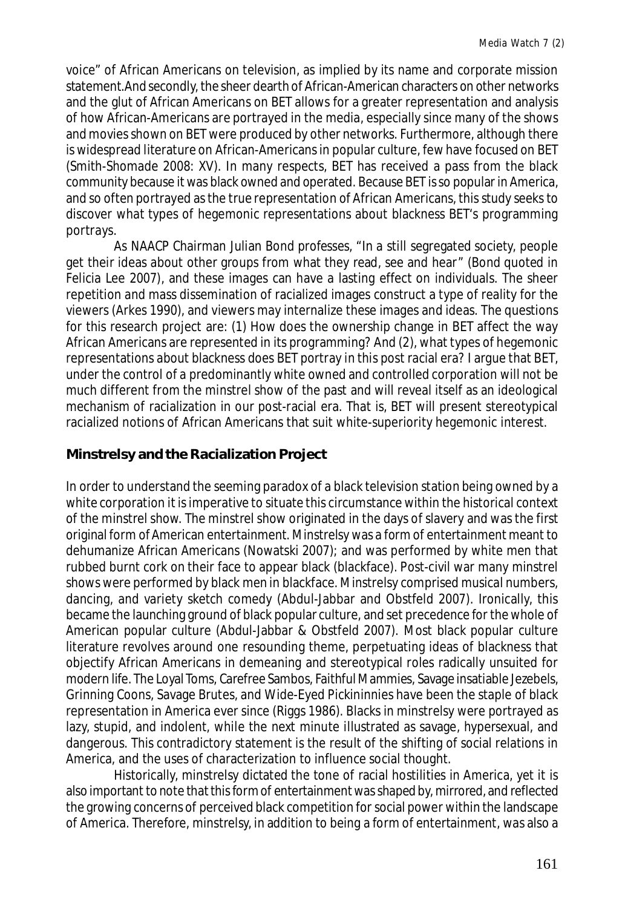voice" of African Americans on television, as implied by its name and corporate mission statement.And secondly, the sheer dearth of African-American characters on other networks and the glut of African Americans on BET allows for a greater representation and analysis of how African-Americans are portrayed in the media, especially since many of the shows and movies shown on BET were produced by other networks. Furthermore, although there is widespread literature on African-Americans in popular culture, few have focused on BET (Smith-Shomade 2008: XV). In many respects, BET has received a pass from the black community because it was black owned and operated. Because BET is so popular in America, and so often portrayed as the true representation of African Americans, this study seeks to discover what types of hegemonic representations about blackness BET's programming portrays.

As NAACP Chairman Julian Bond professes, "In a still segregated society, people get their ideas about other groups from what they read, see and hear" (Bond quoted in Felicia Lee 2007), and these images can have a lasting effect on individuals. The sheer repetition and mass dissemination of racialized images construct a type of reality for the viewers (Arkes 1990), and viewers may internalize these images and ideas. The questions for this research project are: (1) How does the ownership change in BET affect the way African Americans are represented in its programming? And (2), what types of hegemonic representations about blackness does BET portray in this post racial era? I argue that BET, under the control of a predominantly white owned and controlled corporation will not be much different from the minstrel show of the past and will reveal itself as an ideological mechanism of racialization in our post-racial era. That is, BET will present stereotypical racialized notions of African Americans that suit white-superiority hegemonic interest.

## Minstrelsy and the Racialization Project

In order to understand the seeming paradox of a black television station being owned by a white corporation it is imperative to situate this circumstance within the historical context of the minstrel show. The minstrel show originated in the days of slavery and was the first original form of American entertainment. Minstrelsy was a form of entertainment meant to dehumanize African Americans (Nowatski 2007); and was performed by white men that rubbed burnt cork on their face to appear black (blackface). Post-civil war many minstrel shows were performed by black men in blackface. Minstrelsy comprised musical numbers, dancing, and variety sketch comedy (Abdul-Jabbar and Obstfeld 2007). Ironically, this became the launching ground of black popular culture, and set precedence for the whole of American popular culture (Abdul-Jabbar & Obstfeld 2007). Most black popular culture literature revolves around one resounding theme, perpetuating ideas of blackness that objectify African Americans in demeaning and stereotypical roles radically unsuited for modern life. The Loyal Toms, Carefree Sambos, Faithful Mammies, Savage insatiable Jezebels, Grinning Coons, Savage Brutes, and Wide-Eyed Pickininnies have been the staple of black representation in America ever since (Riggs 1986). Blacks in minstrelsy were portrayed as lazy, stupid, and indolent, while the next minute illustrated as savage, hypersexual, and dangerous. This contradictory statement is the result of the shifting of social relations in America, and the uses of characterization to influence social thought.

Historically, minstrelsy dictated the tone of racial hostilities in America, yet it is also important to note that this form of entertainment was shaped by, mirrored, and reflected the growing concerns of perceived black competition for social power within the landscape of America. Therefore, minstrelsy, in addition to being a form of entertainment, was also a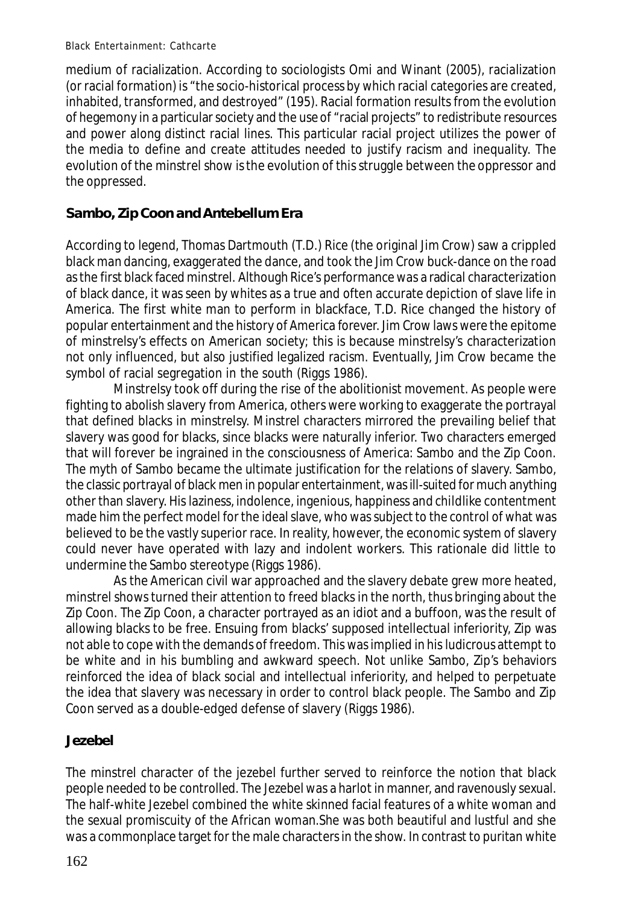medium of racialization. According to sociologists Omi and Winant (2005), racialization (or racial formation) is "the socio-historical process by which racial categories are created, inhabited, transformed, and destroyed" (195). Racial formation results from the evolution of hegemony in a particular society and the use of "racial projects" to redistribute resources and power along distinct racial lines. This particular racial project utilizes the power of the media to define and create attitudes needed to justify racism and inequality. The evolution of the minstrel show is the evolution of this struggle between the oppressor and the oppressed.

## Sambo, Zip Coon and Antebellum Era

According to legend, Thomas Dartmouth (T.D.) Rice (the original Jim Crow) saw a crippled black man dancing, exaggerated the dance, and took the Jim Crow buck-dance on the road as the first black faced minstrel. Although Rice's performance was a radical characterization of black dance, it was seen by whites as a true and often accurate depiction of slave life in America. The first white man to perform in blackface, T.D. Rice changed the history of popular entertainment and the history of America forever. Jim Crow laws were the epitome of minstrelsy's effects on American society; this is because minstrelsy's characterization not only influenced, but also justified legalized racism. Eventually, Jim Crow became the symbol of racial segregation in the south (Riggs 1986).

Minstrelsy took off during the rise of the abolitionist movement. As people were fighting to abolish slavery from America, others were working to exaggerate the portrayal that defined blacks in minstrelsy. Minstrel characters mirrored the prevailing belief that slavery was good for blacks, since blacks were naturally inferior. Two characters emerged that will forever be ingrained in the consciousness of America: Sambo and the Zip Coon. The myth of Sambo became the ultimate justification for the relations of slavery. Sambo, the classic portrayal of black men in popular entertainment, was ill-suited for much anything other than slavery. His laziness, indolence, ingenious, happiness and childlike contentment made him the perfect model for the ideal slave, who was subject to the control of what was believed to be the vastly superior race. In reality, however, the economic system of slavery could never have operated with lazy and indolent workers. This rationale did little to undermine the Sambo stereotype (Riggs 1986).

As the American civil war approached and the slavery debate grew more heated, minstrel shows turned their attention to freed blacks in the north, thus bringing about the Zip Coon. The Zip Coon, a character portrayed as an idiot and a buffoon, was the result of allowing blacks to be free. Ensuing from blacks' supposed intellectual inferiority, Zip was not able to cope with the demands of freedom. This was implied in his ludicrous attempt to be white and in his bumbling and awkward speech. Not unlike Sambo, Zip's behaviors reinforced the idea of black social and intellectual inferiority, and helped to perpetuate the idea that slavery was necessary in order to control black people. The Sambo and Zip Coon served as a double-edged defense of slavery (Riggs 1986).

## Jezebel

The minstrel character of the jezebel further served to reinforce the notion that black people needed to be controlled. The Jezebel was a harlot in manner, and ravenously sexual. The half-white Jezebel combined the white skinned facial features of a white woman and the sexual promiscuity of the African woman.She was both beautiful and lustful and she was a commonplace target for the male characters in the show. In contrast to puritan white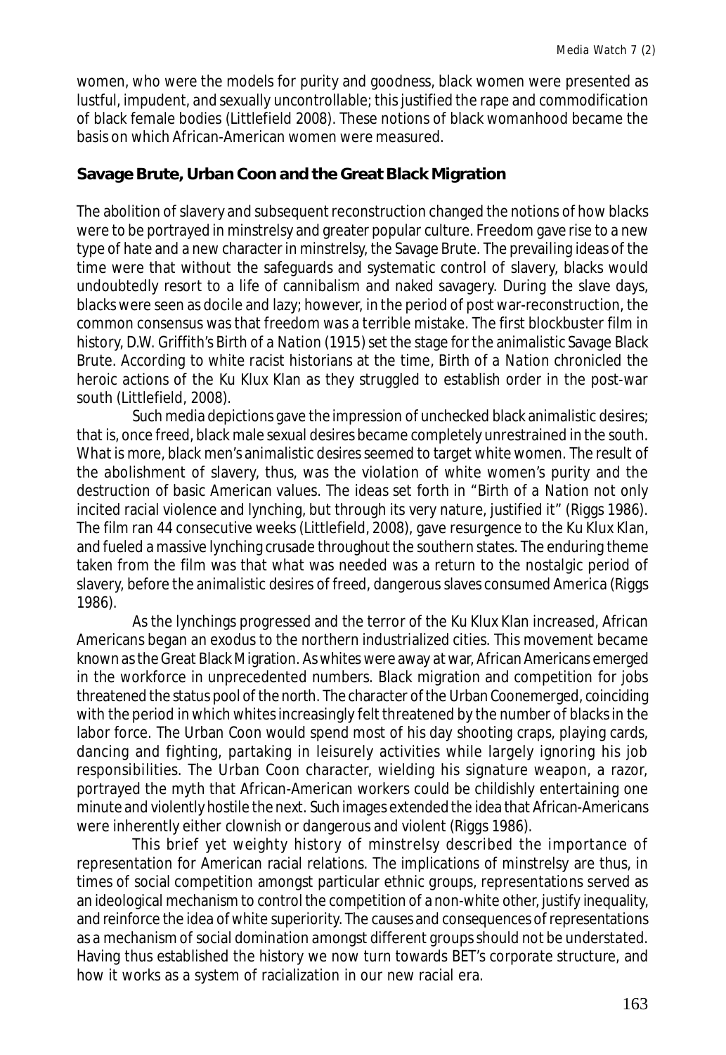women, who were the models for purity and goodness, black women were presented as lustful, impudent, and sexually uncontrollable; this justified the rape and commodification of black female bodies (Littlefield 2008). These notions of black womanhood became the basis on which African-American women were measured.

### Savage Brute, Urban Coon and the Great Black Migration

The abolition of slavery and subsequent reconstruction changed the notions of how blacks were to be portrayed in minstrelsy and greater popular culture. Freedom gave rise to a new type of hate and a new character in minstrelsy, the Savage Brute. The prevailing ideas of the time were that without the safeguards and systematic control of slavery, blacks would undoubtedly resort to a life of cannibalism and naked savagery. During the slave days, blacks were seen as docile and lazy; however, in the period of post war-reconstruction, the common consensus was that freedom was a terrible mistake. The first blockbuster film in history, D.W. Griffith's *Birth of a Nation* (1915) set the stage for the animalistic Savage Black Brute. According to white racist historians at the time, *Birth of a Nation* chronicled the heroic actions of the Ku Klux Klan as they struggled to establish order in the post-war south (Littlefield, 2008).

Such media depictions gave the impression of unchecked black animalistic desires; that is, once freed, black male sexual desires became completely unrestrained in the south. What is more, black men's animalistic desires seemed to target white women. The result of the abolishment of slavery, thus, was the violation of white women's purity and the destruction of basic American values. The ideas set forth in "*Birth of a Nation* not only incited racial violence and lynching, but through its very nature, justified it" (Riggs 1986). The film ran 44 consecutive weeks (Littlefield, 2008), gave resurgence to the Ku Klux Klan, and fueled a massive lynching crusade throughout the southern states. The enduring theme taken from the film was that what was needed was a return to the nostalgic period of slavery, before the animalistic desires of freed, dangerous slaves consumed America (Riggs 1986).

As the lynchings progressed and the terror of the Ku Klux Klan increased, African Americans began an exodus to the northern industrialized cities. This movement became known as the Great Black Migration. As whites were away at war, African Americans emerged in the workforce in unprecedented numbers. Black migration and competition for jobs threatened the status pool of the north. The character of the Urban Coonemerged, coinciding with the period in which whites increasingly felt threatened by the number of blacks in the labor force. The Urban Coon would spend most of his day shooting craps, playing cards, dancing and fighting, partaking in leisurely activities while largely ignoring his job responsibilities. The Urban Coon character, wielding his signature weapon, a razor, portrayed the myth that African-American workers could be childishly entertaining one minute and violently hostile the next. Such images extended the idea that African-Americans were inherently either clownish or dangerous and violent (Riggs 1986).

This brief yet weighty history of minstrelsy described the importance of representation for American racial relations. The implications of minstrelsy are thus, in times of social competition amongst particular ethnic groups, representations served as an ideological mechanism to control the competition of a non-white other, justify inequality, and reinforce the idea of white superiority. The causes and consequences of representations as a mechanism of social domination amongst different groups should not be understated. Having thus established the history we now turn towards BET's corporate structure, and how it works as a system of racialization in our new racial era.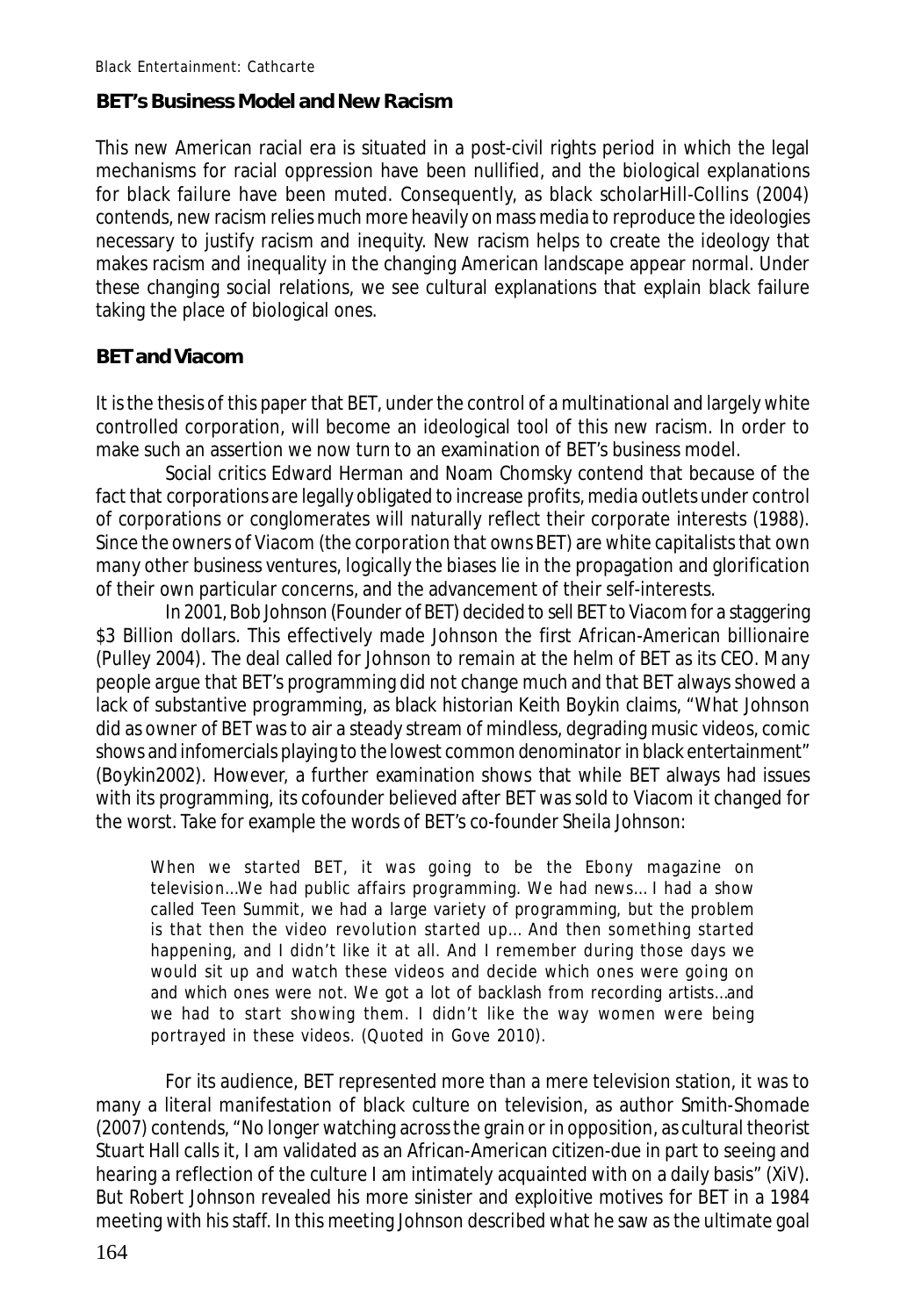**BET's Business Model and New Racism**

This new American racial era is situated in a post-civil rights period in which the legal mechanisms for racial oppression have been nullified, and the biological explanations for black failure have been muted. Consequently, as black scholarHill-Collins (2004) contends, new racism relies much more heavily on mass media to reproduce the ideologies necessary to justify racism and inequity. New racism helps to create the ideology that makes racism and inequality in the changing American landscape appear normal. Under these changing social relations, we see cultural explanations that explain black failure taking the place of biological ones.

**BET and Viacom**

It is the thesis of this paper that BET, under the control of a multinational and largely white controlled corporation, will become an ideological tool of this new racism. In order to make such an assertion we now turn to an examination of BET's business model.

Social critics Edward Herman and Noam Chomsky contend that because of the fact that corporations are legally obligated to increase profits, media outlets under control of corporations or conglomerates will naturally reflect their corporate interests (1988). Since the owners of Viacom (the corporation that owns BET) are white capitalists that own many other business ventures, logically the biases lie in the propagation and glorification of their own particular concerns, and the advancement of their self-interests.

In 2001, Bob Johnson (Founder of BET) decided to sell BET to Viacom for a staggering $3 Billion dollars. This effectively made Johnson the first African-American billionaire (Pulley 2004). The deal called for Johnson to remain at the helm of BET as its CEO. Many people argue that BET's programming did not change much and that BET always showed a lack of substantive programming, as black historian Keith Boykin claims, "What Johnson did as owner of BET was to air a steady stream of mindless, degrading music videos, comic shows and infomercials playing to the lowest common denominator in black entertainment" (Boykin2002). However, a further examination shows that while BET always had issues with its programming, its cofounder believed after BET was sold to Viacom it changed for the worst. Take for example the words of BET's co-founder Sheila Johnson:

> When we started BET, it was going to be the Ebony magazine on television…We had public affairs programming. We had news… I had a show called Teen Summit, we had a large variety of programming, but the problem is that then the video revolution started up… And then something started happening, and I didn't like it at all. And I remember during those days we would sit up and watch these videos and decide which ones were going on and which ones were not. We got a lot of backlash from recording artists…and we had to start showing them. I didn't like the way women were being portrayed in these videos. (Quoted in Gove 2010).

For its audience, BET represented more than a mere television station, it was to many a literal manifestation of black culture on television, as author Smith-Shomade (2007) contends, "No longer watching across the grain or in opposition, as cultural theorist Stuart Hall calls it, I am validated as an African-American citizen-due in part to seeing and hearing a reflection of the culture I am intimately acquainted with on a daily basis" (XiV). But Robert Johnson revealed his more sinister and exploitive motives for BET in a 1984 meeting with his staff. In this meeting Johnson described what he saw as the ultimate goal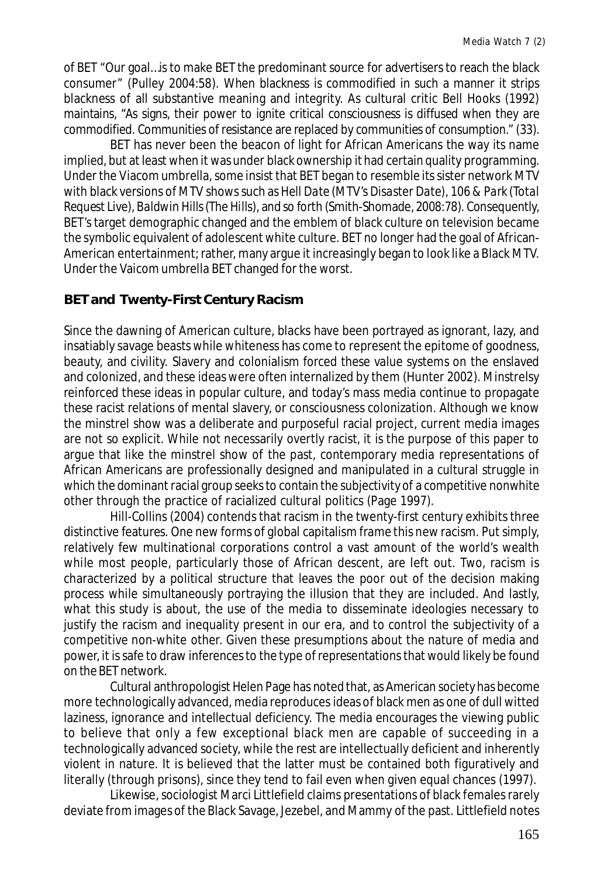of BET "Our goal…is to make BET the predominant source for advertisers to reach the black consumer" (Pulley 2004:58). When blackness is commodified in such a manner it strips blackness of all substantive meaning and integrity. As cultural critic Bell Hooks (1992) maintains, "As signs, their power to ignite critical consciousness is diffused when they are commodified. Communities of resistance are replaced by communities of consumption." (33).

BET has never been the beacon of light for African Americans the way its name implied, but at least when it was under black ownership it had certain quality programming. Under the Viacom umbrella, some insist that BET began to resemble its sister network MTV with black versions of MTV shows such as *Hell Date* (MTV's *Disaster Date*), *106 & Park* (*Total Request Live*), *Baldwin Hills* (*The Hills*), and so forth (Smith-Shomade, 2008:78). Consequently, BET's target demographic changed and the emblem of black culture on television became the symbolic equivalent of adolescent white culture. BET no longer had the goal of African-American entertainment; rather, many argue it increasingly began to look like a Black MTV. Under the Vaicom umbrella BET changed for the worst.

## BET and Twenty-First Century Racism

Since the dawning of American culture, blacks have been portrayed as ignorant, lazy, and insatiably savage beasts while whiteness has come to represent the epitome of goodness, beauty, and civility. Slavery and colonialism forced these value systems on the enslaved and colonized, and these ideas were often internalized by them (Hunter 2002). Minstrelsy reinforced these ideas in popular culture, and today's mass media continue to propagate these racist relations of mental slavery, or consciousness colonization. Although we know the minstrel show was a deliberate and purposeful racial project, current media images are not so explicit. While not necessarily overtly racist, it is the purpose of this paper to argue that like the minstrel show of the past, contemporary media representations of African Americans are professionally designed and manipulated in a cultural struggle in which the dominant racial group seeks to contain the subjectivity of a competitive nonwhite other through the practice of racialized cultural politics (Page 1997).

Hill-Collins (2004) contends that racism in the twenty-first century exhibits three distinctive features. One new forms of global capitalism frame this new racism. Put simply, relatively few multinational corporations control a vast amount of the world's wealth while most people, particularly those of African descent, are left out. Two, racism is characterized by a political structure that leaves the poor out of the decision making process while simultaneously portraying the illusion that they are included. And lastly, what this study is about, the use of the media to disseminate ideologies necessary to justify the racism and inequality present in our era, and to control the subjectivity of a competitive non-white other. Given these presumptions about the nature of media and power, it is safe to draw inferences to the type of representations that would likely be found on the BET network.

Cultural anthropologist Helen Page has noted that, as American society has become more technologically advanced, media reproduces ideas of black men as one of dull witted laziness, ignorance and intellectual deficiency. The media encourages the viewing public to believe that only a few exceptional black men are capable of succeeding in a technologically advanced society, while the rest are intellectually deficient and inherently violent in nature. It is believed that the latter must be contained both figuratively and literally (through prisons), since they tend to fail even when given equal chances (1997).

Likewise, sociologist Marci Littlefield claims presentations of black females rarely deviate from images of the Black Savage, Jezebel, and Mammy of the past. Littlefield notes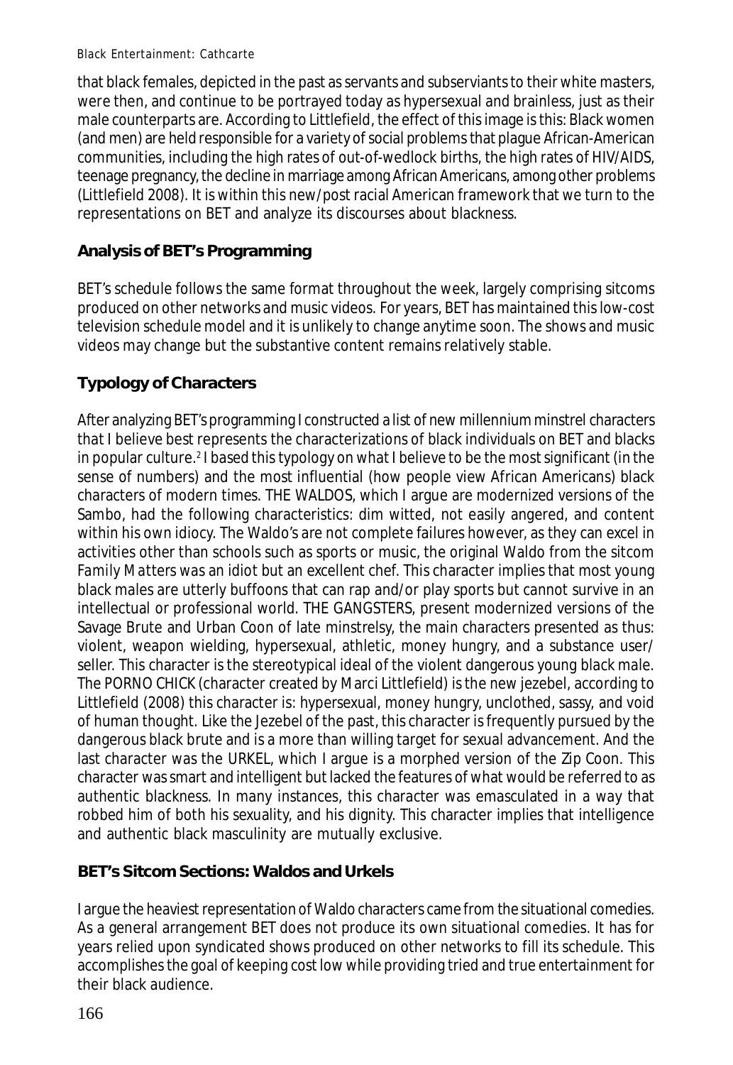that black females, depicted in the past as servants and subserviants to their white masters, were then, and continue to be portrayed today as hypersexual and brainless, just as their male counterparts are. According to Littlefield, the effect of this image is this: Black women (and men) are held responsible for a variety of social problems that plague African-American communities, including the high rates of out-of-wedlock births, the high rates of HIV/AIDS, teenage pregnancy, the decline in marriage among African Americans, among other problems (Littlefield 2008). It is within this new/post racial American framework that we turn to the representations on BET and analyze its discourses about blackness.

## Analysis of BET's Programming

BET's schedule follows the same format throughout the week, largely comprising sitcoms produced on other networks and music videos. For years, BET has maintained this low-cost television schedule model and it is unlikely to change anytime soon. The shows and music videos may change but the substantive content remains relatively stable.

## Typology of Characters

After analyzing BET's programming I constructed a list of new millennium minstrel characters that I believe best represents the characterizations of black individuals on BET and blacks in popular culture.[2] I based this typology on what I believe to be the most significant (in the sense of numbers) and the most influential (how people view African Americans) black characters of modern times. THE WALDOS, which I argue are modernized versions of the Sambo, had the following characteristics: dim witted, not easily angered, and content within his own idiocy. The Waldo's are not complete failures however, as they can excel in activities other than schools such as sports or music, the original Waldo from the sitcom *Family Matters* was an idiot but an excellent chef. This character implies that most young black males are utterly buffoons that can rap and/or play sports but cannot survive in an intellectual or professional world. THE GANGSTERS, present modernized versions of the Savage Brute and Urban Coon of late minstrelsy, the main characters presented as thus: violent, weapon wielding, hypersexual, athletic, money hungry, and a substance user/ seller. This character is the stereotypical ideal of the violent dangerous young black male. The PORNO CHICK (character created by Marci Littlefield) is the new jezebel, according to Littlefield (2008) this character is: hypersexual, money hungry, unclothed, sassy, and void of human thought. Like the Jezebel of the past, this character is frequently pursued by the dangerous black brute and is a more than willing target for sexual advancement. And the last character was the URKEL, which I argue is a morphed version of the Zip Coon. This character was smart and intelligent but lacked the features of what would be referred to as authentic blackness. In many instances, this character was emasculated in a way that robbed him of both his sexuality, and his dignity. This character implies that intelligence and authentic black masculinity are mutually exclusive.

## BET's Sitcom Sections: Waldos and Urkels

I argue the heaviest representation of Waldo characters came from the situational comedies. As a general arrangement BET does not produce its own situational comedies. It has for years relied upon syndicated shows produced on other networks to fill its schedule. This accomplishes the goal of keeping cost low while providing tried and true entertainment for their black audience.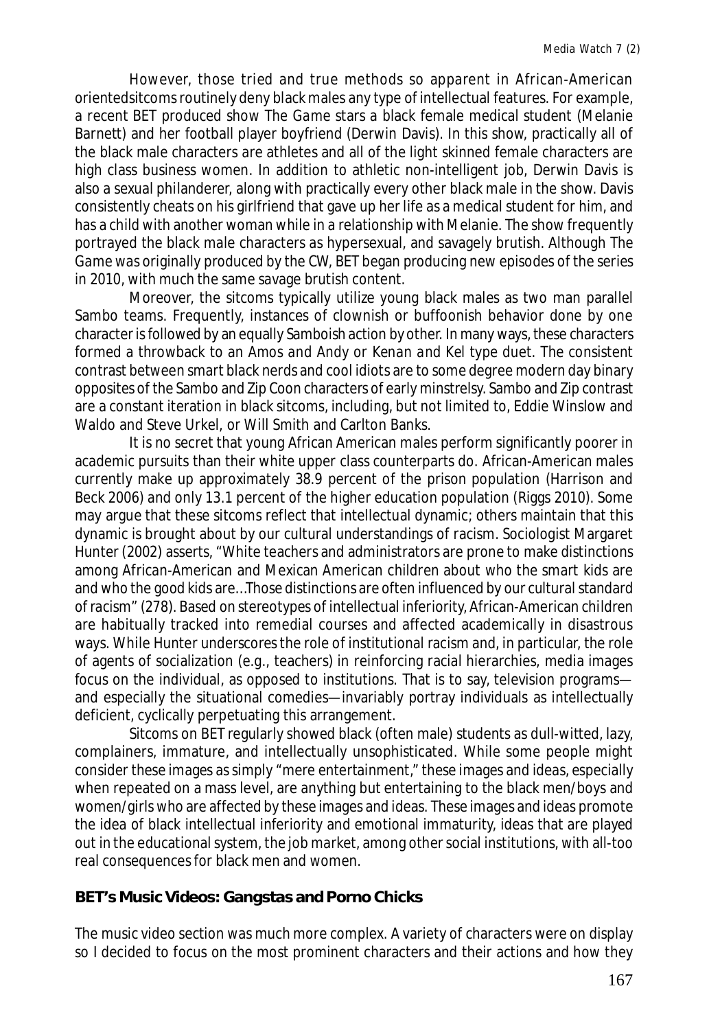However, those tried and true methods so apparent in African-American orientedsitcoms routinely deny black males any type of intellectual features. For example, a recent BET produced show *The Game* stars a black female medical student (Melanie Barnett) and her football player boyfriend (Derwin Davis). In this show, practically all of the black male characters are athletes and all of the light skinned female characters are high class business women. In addition to athletic non-intelligent job, Derwin Davis is also a sexual philanderer, along with practically every other black male in the show. Davis consistently cheats on his girlfriend that gave up her life as a medical student for him, and has a child with another woman while in a relationship with Melanie. The show frequently portrayed the black male characters as hypersexual, and savagely brutish. Although *The Game* was originally produced by the CW, BET began producing new episodes of the series in 2010, with much the same savage brutish content.

Moreover, the sitcoms typically utilize young black males as two man parallel Sambo teams. Frequently, instances of clownish or buffoonish behavior done by one character is followed by an equally Samboish action by other. In many ways, these characters formed a throwback to an *Amos and Andy* or *Kenan and Kel* type duet. The consistent contrast between smart black nerds and cool idiots are to some degree modern day binary opposites of the Sambo and Zip Coon characters of early minstrelsy. Sambo and Zip contrast are a constant iteration in black sitcoms, including, but not limited to, Eddie Winslow and Waldo and Steve Urkel, or Will Smith and Carlton Banks.

It is no secret that young African American males perform significantly poorer in academic pursuits than their white upper class counterparts do. African-American males currently make up approximately 38.9 percent of the prison population (Harrison and Beck 2006) and only 13.1 percent of the higher education population (Riggs 2010). Some may argue that these sitcoms reflect that intellectual dynamic; others maintain that this dynamic is brought about by our cultural understandings of racism. Sociologist Margaret Hunter (2002) asserts, "White teachers and administrators are prone to make distinctions among African-American and Mexican American children about who the smart kids are and who the good kids are…Those distinctions are often influenced by our cultural standard of racism" (278). Based on stereotypes of intellectual inferiority, African-American children are habitually tracked into remedial courses and affected academically in disastrous ways. While Hunter underscores the role of institutional racism and, in particular, the role of agents of socialization (e.g., teachers) in reinforcing racial hierarchies, media images focus on the individual, as opposed to institutions. That is to say, television programs—and especially the situational comedies—invariably portray individuals as intellectually deficient, cyclically perpetuating this arrangement.

Sitcoms on BET regularly showed black (often male) students as dull-witted, lazy, complainers, immature, and intellectually unsophisticated. While some people might consider these images as simply "mere entertainment," these images and ideas, especially when repeated on a mass level, are anything but entertaining to the black men/boys and women/girls who are affected by these images and ideas. These images and ideas promote the idea of black intellectual inferiority and emotional immaturity, ideas that are played out in the educational system, the job market, among other social institutions, with all-too real consequences for black men and women.

## BET's Music Videos: Gangstas and Porno Chicks

The music video section was much more complex. A variety of characters were on display so I decided to focus on the most prominent characters and their actions and how they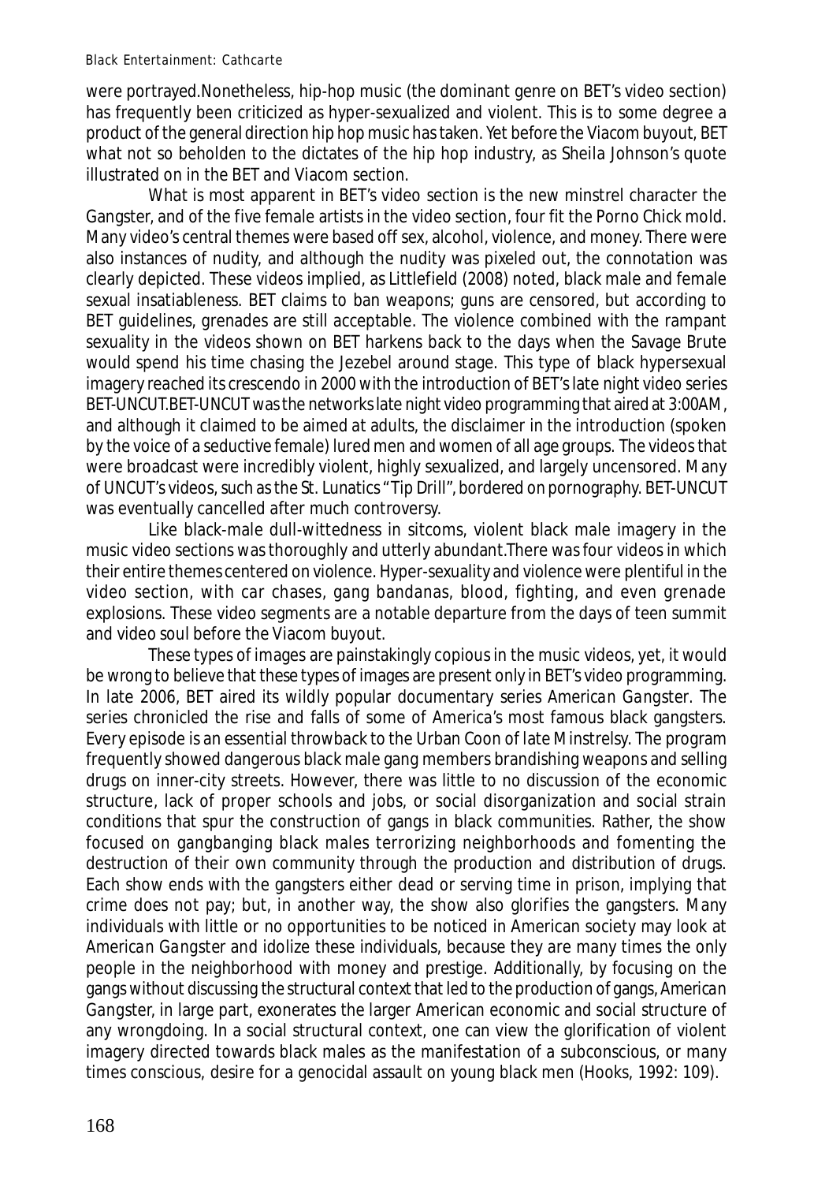were portrayed.Nonetheless, hip-hop music (the dominant genre on BET's video section) has frequently been criticized as hyper-sexualized and violent. This is to some degree a product of the general direction hip hop music has taken. Yet before the Viacom buyout, BET what not so beholden to the dictates of the hip hop industry, as Sheila Johnson's quote illustrated on in the BET and Viacom section.

What is most apparent in BET's video section is the new minstrel character the Gangster, and of the five female artists in the video section, four fit the Porno Chick mold. Many video's central themes were based off sex, alcohol, violence, and money. There were also instances of nudity, and although the nudity was pixeled out, the connotation was clearly depicted. These videos implied, as Littlefield (2008) noted, black male and female sexual insatiableness. BET claims to ban weapons; guns are censored, but according to BET guidelines, grenades are still acceptable. The violence combined with the rampant sexuality in the videos shown on BET harkens back to the days when the Savage Brute would spend his time chasing the Jezebel around stage. This type of black hypersexual imagery reached its crescendo in 2000 with the introduction of BET's late night video series BET-UNCUT.BET-UNCUT was the networks late night video programming that aired at 3:00AM, and although it claimed to be aimed at adults, the disclaimer in the introduction (spoken by the voice of a seductive female) lured men and women of all age groups. The videos that were broadcast were incredibly violent, highly sexualized, and largely uncensored. Many of UNCUT's videos, such as the St. Lunatics "Tip Drill", bordered on pornography. BET-UNCUT was eventually cancelled after much controversy.

Like black-male dull-wittedness in sitcoms, violent black male imagery in the music video sections was thoroughly and utterly abundant.There was four videos in which their entire themes centered on violence. Hyper-sexuality and violence were plentiful in the video section, with car chases, gang bandanas, blood, fighting, and even grenade explosions. These video segments are a notable departure from the days of teen summit and video soul before the Viacom buyout.

These types of images are painstakingly copious in the music videos, yet, it would be wrong to believe that these types of images are present only in BET's video programming. In late 2006, BET aired its wildly popular documentary series *American Gangster*. The series chronicled the rise and falls of some of America's most famous black gangsters. Every episode is an essential throwback to the Urban Coon of late Minstrelsy. The program frequently showed dangerous black male gang members brandishing weapons and selling drugs on inner-city streets. However, there was little to no discussion of the economic structure, lack of proper schools and jobs, or social disorganization and social strain conditions that spur the construction of gangs in black communities. Rather, the show focused on gangbanging black males terrorizing neighborhoods and fomenting the destruction of their own community through the production and distribution of drugs. Each show ends with the gangsters either dead or serving time in prison, implying that crime does not pay; but, in another way, the show also glorifies the gangsters. Many individuals with little or no opportunities to be noticed in American society may look at *American Gangster* and idolize these individuals, because they are many times the only people in the neighborhood with money and prestige. Additionally, by focusing on the gangs without discussing the structural context that led to the production of gangs, *American Gangster*, in large part, exonerates the larger American economic and social structure of any wrongdoing. In a social structural context, one can view the glorification of violent imagery directed towards black males as the manifestation of a subconscious, or many times conscious, desire for a genocidal assault on young black men (Hooks, 1992: 109).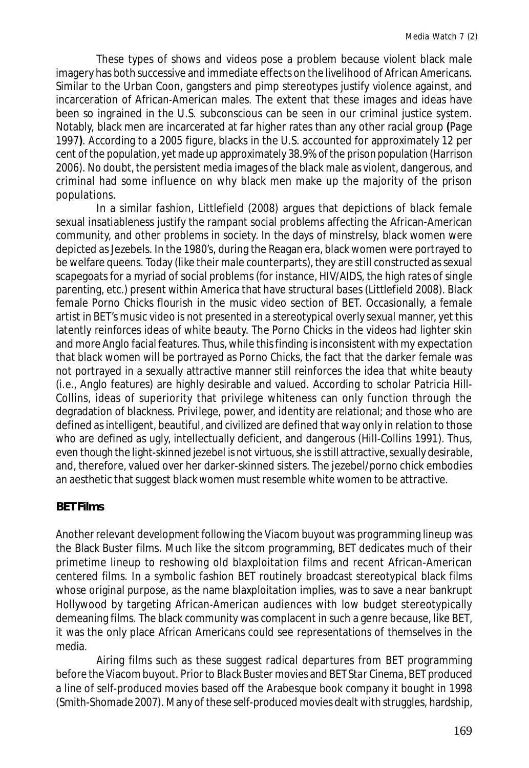These types of shows and videos pose a problem because violent black male imagery has both successive and immediate effects on the livelihood of African Americans. Similar to the Urban Coon, gangsters and pimp stereotypes justify violence against, and incarceration of African-American males. The extent that these images and ideas have been so ingrained in the U.S. subconscious can be seen in our criminal justice system. Notably, black men are incarcerated at far higher rates than any other racial group **(**Page 1997**)**. According to a 2005 figure, blacks in the U.S. accounted for approximately 12 per cent of the population, yet made up approximately 38.9% of the prison population (Harrison 2006). No doubt, the persistent media images of the black male as violent, dangerous, and criminal had some influence on why black men make up the majority of the prison populations.

In a similar fashion, Littlefield (2008) argues that depictions of black female sexual insatiableness justify the rampant social problems affecting the African-American community, and other problems in society. In the days of minstrelsy, black women were depicted as Jezebels. In the 1980's, during the Reagan era, black women were portrayed to be welfare queens. Today (like their male counterparts), they are still constructed as sexual scapegoats for a myriad of social problems (for instance, HIV/AIDS, the high rates of single parenting, etc.) present within America that have structural bases (Littlefield 2008). Black female Porno Chicks flourish in the music video section of BET. Occasionally, a female artist in BET's music video is not presented in a stereotypical overly sexual manner, yet this latently reinforces ideas of white beauty. The Porno Chicks in the videos had lighter skin and more Anglo facial features. Thus, while this finding is inconsistent with my expectation that black women will be portrayed as Porno Chicks, the fact that the darker female was not portrayed in a sexually attractive manner still reinforces the idea that white beauty (i.e., Anglo features) are highly desirable and valued. According to scholar Patricia Hill-Collins, ideas of superiority that privilege whiteness can only function through the degradation of blackness. Privilege, power, and identity are relational; and those who are defined as intelligent, beautiful, and civilized are defined that way only in relation to those who are defined as ugly, intellectually deficient, and dangerous (Hill-Collins 1991). Thus, even though the light-skinned jezebel is not virtuous, she is still attractive, sexually desirable, and, therefore, valued over her darker-skinned sisters. The jezebel/porno chick embodies an aesthetic that suggest black women must resemble white women to be attractive.

## BET Films

Another relevant development following the Viacom buyout was programming lineup was the Black Buster films. Much like the sitcom programming, BET dedicates much of their primetime lineup to reshowing old blaxploitation films and recent African-American centered films. In a symbolic fashion BET routinely broadcast stereotypical black films whose original purpose, as the name blaxploitation implies, was to save a near bankrupt Hollywood by targeting African-American audiences with low budget stereotypically demeaning films. The black community was complacent in such a genre because, like BET, it was the only place African Americans could see representations of themselves in the media.

Airing films such as these suggest radical departures from BET programming before the Viacom buyout. Prior to *Black Buster* movies and *BET Star Cinema*, BET produced a line of self-produced movies based off the Arabesque book company it bought in 1998 (Smith-Shomade 2007). Many of these self-produced movies dealt with struggles, hardship,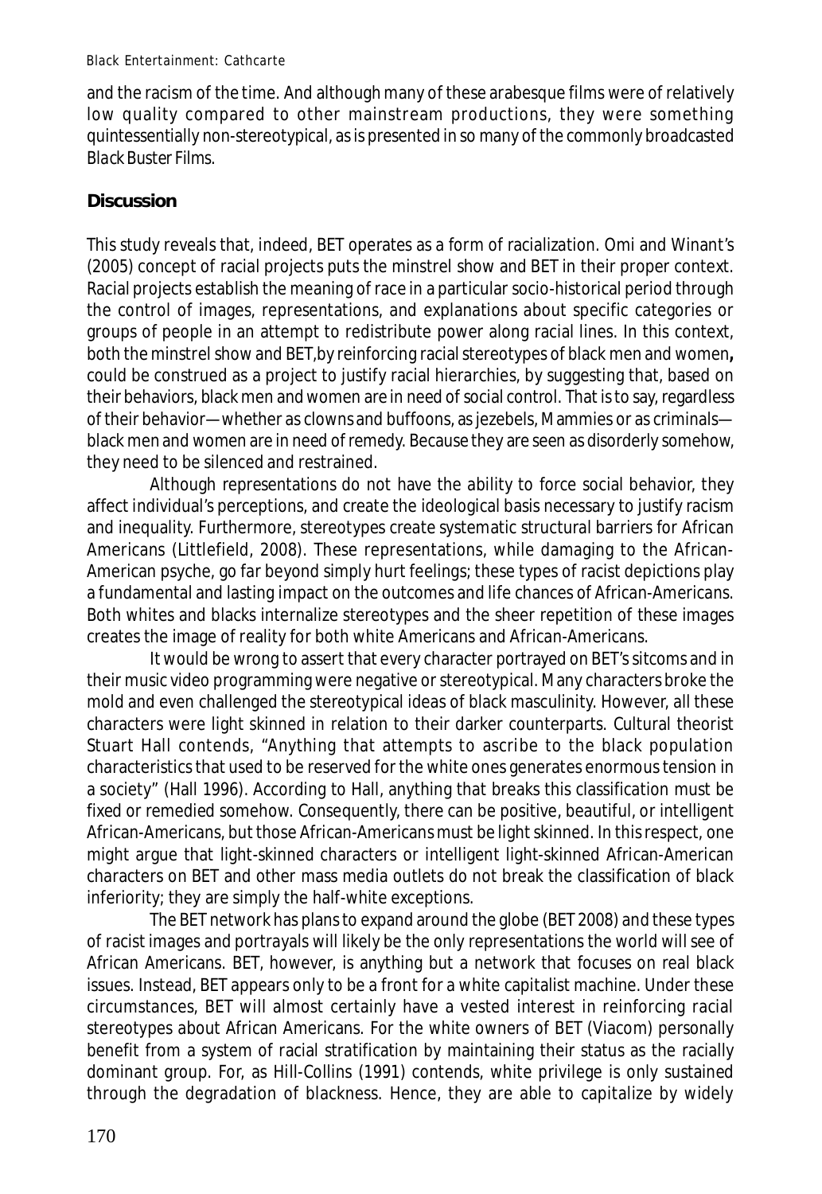and the racism of the time. And although many of these arabesque films were of relatively low quality compared to other mainstream productions, they were something quintessentially non-stereotypical, as is presented in so many of the commonly broadcasted *Black Buster Films.*

## Discussion

This study reveals that, indeed, BET operates as a form of racialization. Omi and Winant's (2005) concept of racial projects puts the minstrel show and BET in their proper context. Racial projects establish the meaning of race in a particular socio-historical period through the control of images, representations, and explanations about specific categories or groups of people in an attempt to redistribute power along racial lines. In this context, both the minstrel show and BET,by reinforcing racial stereotypes of black men and women**,** could be construed as a project to justify racial hierarchies, by suggesting that, based on their behaviors, black men and women are in need of social control. That is to say, regardless of their behavior—whether as clowns and buffoons, as jezebels, Mammies or as criminals—black men and women are in need of remedy. Because they are seen as disorderly somehow, they need to be silenced and restrained.

Although representations do not have the ability to force social behavior, they affect individual's perceptions, and create the ideological basis necessary to justify racism and inequality. Furthermore, stereotypes create systematic structural barriers for African Americans (Littlefield, 2008). These representations, while damaging to the African-American psyche, go far beyond simply hurt feelings; these types of racist depictions play a fundamental and lasting impact on the outcomes and life chances of African-Americans. Both whites and blacks internalize stereotypes and the sheer repetition of these images creates the image of reality for both white Americans and African-Americans.

It would be wrong to assert that every character portrayed on BET's sitcoms and in their music video programming were negative or stereotypical. Many characters broke the mold and even challenged the stereotypical ideas of black masculinity. However, all these characters were light skinned in relation to their darker counterparts. Cultural theorist Stuart Hall contends, "Anything that attempts to ascribe to the black population characteristics that used to be reserved for the white ones generates enormous tension in a society" (Hall 1996). According to Hall, anything that breaks this classification must be fixed or remedied somehow. Consequently, there can be positive, beautiful, or intelligent African-Americans, but those African-Americans must be light skinned. In this respect, one might argue that light-skinned characters or intelligent light-skinned African-American characters on BET and other mass media outlets do not break the classification of black inferiority; they are simply the half-white exceptions.

The BET network has plans to expand around the globe (BET 2008) and these types of racist images and portrayals will likely be the only representations the world will see of African Americans. BET, however, is anything but a network that focuses on real black issues. Instead, BET appears only to be a front for a white capitalist machine. Under these circumstances, BET will almost certainly have a vested interest in reinforcing racial stereotypes about African Americans. For the white owners of BET (Viacom) personally benefit from a system of racial stratification by maintaining their status as the racially dominant group. For, as Hill-Collins (1991) contends, white privilege is only sustained through the degradation of blackness. Hence, they are able to capitalize by widely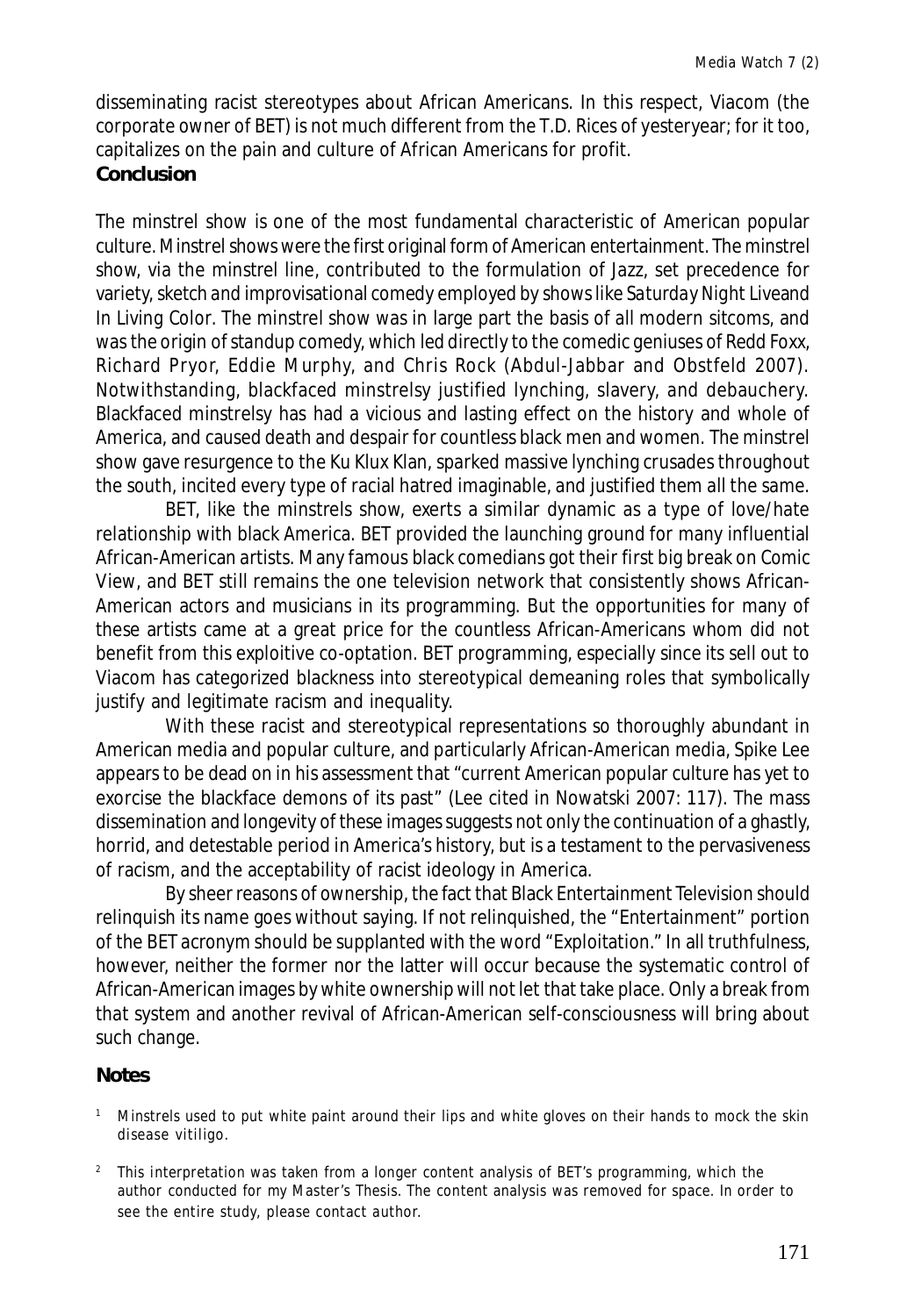disseminating racist stereotypes about African Americans. In this respect, Viacom (the corporate owner of BET) is not much different from the T.D. Rices of yesteryear; for it too, capitalizes on the pain and culture of African Americans for profit.

## Conclusion

The minstrel show is one of the most fundamental characteristic of American popular culture. Minstrel shows were the first original form of American entertainment. The minstrel show, via the minstrel line, contributed to the formulation of Jazz, set precedence for variety, sketch and improvisational comedy employed by shows like *Saturday Night Live*and *In Living Color*. The minstrel show was in large part the basis of all modern sitcoms, and was the origin of standup comedy, which led directly to the comedic geniuses of Redd Foxx, Richard Pryor, Eddie Murphy, and Chris Rock (Abdul-Jabbar and Obstfeld 2007). Notwithstanding, blackfaced minstrelsy justified lynching, slavery, and debauchery. Blackfaced minstrelsy has had a vicious and lasting effect on the history and whole of America, and caused death and despair for countless black men and women. The minstrel show gave resurgence to the Ku Klux Klan, sparked massive lynching crusades throughout the south, incited every type of racial hatred imaginable, and justified them all the same.

BET, like the minstrels show, exerts a similar dynamic as a type of love/hate relationship with black America. BET provided the launching ground for many influential African-American artists. Many famous black comedians got their first big break on Comic View, and BET still remains the one television network that consistently shows African-American actors and musicians in its programming. But the opportunities for many of these artists came at a great price for the countless African-Americans whom did not benefit from this exploitive co-optation. BET programming, especially since its sell out to Viacom has categorized blackness into stereotypical demeaning roles that symbolically justify and legitimate racism and inequality.

With these racist and stereotypical representations so thoroughly abundant in American media and popular culture, and particularly African-American media, Spike Lee appears to be dead on in his assessment that "current American popular culture has yet to exorcise the blackface demons of its past" (Lee cited in Nowatski 2007: 117). The mass dissemination and longevity of these images suggests not only the continuation of a ghastly, horrid, and detestable period in America's history, but is a testament to the pervasiveness of racism, and the acceptability of racist ideology in America.

By sheer reasons of ownership, the fact that Black Entertainment Television should relinquish its name goes without saying. If not relinquished, the "Entertainment" portion of the BET acronym should be supplanted with the word "Exploitation." In all truthfulness, however, neither the former nor the latter will occur because the systematic control of African-American images by white ownership will not let that take place. Only a break from that system and another revival of African-American self-consciousness will bring about such change.

## Notes

[1] Minstrels used to put white paint around their lips and white gloves on their hands to mock the skin disease vitiligo.

[2] This interpretation was taken from a longer content analysis of BET's programming, which the author conducted for my Master's Thesis. The content analysis was removed for space. In order to see the entire study, please contact author.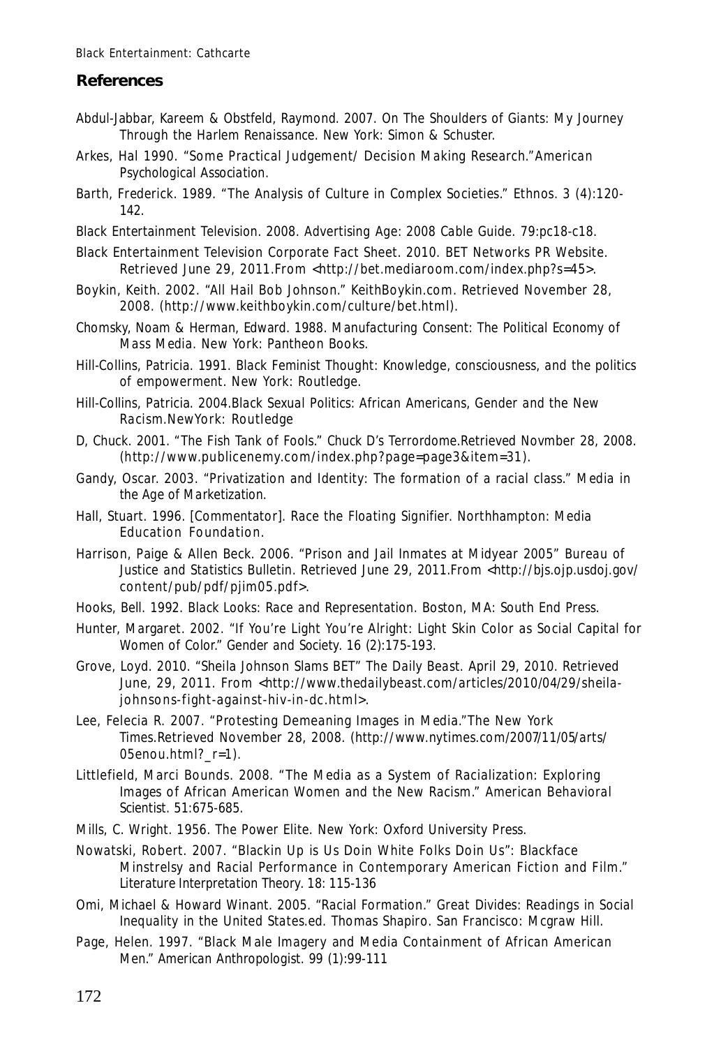## References

Abdul-Jabbar, Kareem & Obstfeld, Raymond. 2007. On The Shoulders of Giants: My Journey Through the Harlem Renaissance. New York: Simon & Schuster.

Arkes, Hal 1990. "Some Practical Judgement/ Decision Making Research."American Psychological Association.

Barth, Frederick. 1989. "The Analysis of Culture in Complex Societies." Ethnos. 3 (4):120-142.

Black Entertainment Television. 2008. Advertising Age: 2008 Cable Guide. 79:pc18-c18.

Black Entertainment Television Corporate Fact Sheet. 2010. BET Networks PR Website. Retrieved June 29, 2011.From <http://bet.mediaroom.com/index.php?s=45>.

Boykin, Keith. 2002. "All Hail Bob Johnson." KeithBoykin.com. Retrieved November 28, 2008. (http://www.keithboykin.com/culture/bet.html).

Chomsky, Noam & Herman, Edward. 1988. Manufacturing Consent: The Political Economy of Mass Media. New York: Pantheon Books.

Hill-Collins, Patricia. 1991. Black Feminist Thought: Knowledge, consciousness, and the politics of empowerment. New York: Routledge.

Hill-Collins, Patricia. 2004.Black Sexual Politics: African Americans, Gender and the New Racism.NewYork: Routledge

D, Chuck. 2001. "The Fish Tank of Fools." Chuck D's Terrordome.Retrieved Novmber 28, 2008. (http://www.publicenemy.com/index.php?page=page3&item=31).

Gandy, Oscar. 2003. "Privatization and Identity: The formation of a racial class." Media in the Age of Marketization.

Hall, Stuart. 1996. [Commentator]. Race the Floating Signifier. Northhampton: Media Education Foundation.

Harrison, Paige & Allen Beck. 2006. "Prison and Jail Inmates at Midyear 2005" Bureau of Justice and Statistics Bulletin. Retrieved June 29, 2011.From <http://bjs.ojp.usdoj.gov/content/pub/pdf/pjim05.pdf>.

Hooks, Bell. 1992. Black Looks: Race and Representation. Boston, MA: South End Press.

Hunter, Margaret. 2002. "If You're Light You're Alright: Light Skin Color as Social Capital for Women of Color." Gender and Society. 16 (2):175-193.

Grove, Loyd. 2010. "Sheila Johnson Slams BET" The Daily Beast. April 29, 2010. Retrieved June, 29, 2011. From <http://www.thedailybeast.com/articles/2010/04/29/sheila-johnsons-fight-against-hiv-in-dc.html>.

Lee, Felecia R. 2007. "Protesting Demeaning Images in Media."The New York Times.Retrieved November 28, 2008. (http://www.nytimes.com/2007/11/05/arts/05enou.html?_r=1).

Littlefield, Marci Bounds. 2008. "The Media as a System of Racialization: Exploring Images of African American Women and the New Racism." American Behavioral Scientist. 51:675-685.

Mills, C. Wright. 1956. The Power Elite. New York: Oxford University Press.

Nowatski, Robert. 2007. "Blackin Up is Us Doin White Folks Doin Us": Blackface Minstrelsy and Racial Performance in Contemporary American Fiction and Film." Literature Interpretation Theory. 18: 115-136

Omi, Michael & Howard Winant. 2005. "Racial Formation." Great Divides: Readings in Social Inequality in the United States.ed. Thomas Shapiro. San Francisco: Mcgraw Hill.

Page, Helen. 1997. "Black Male Imagery and Media Containment of African American Men." American Anthropologist. 99 (1):99-111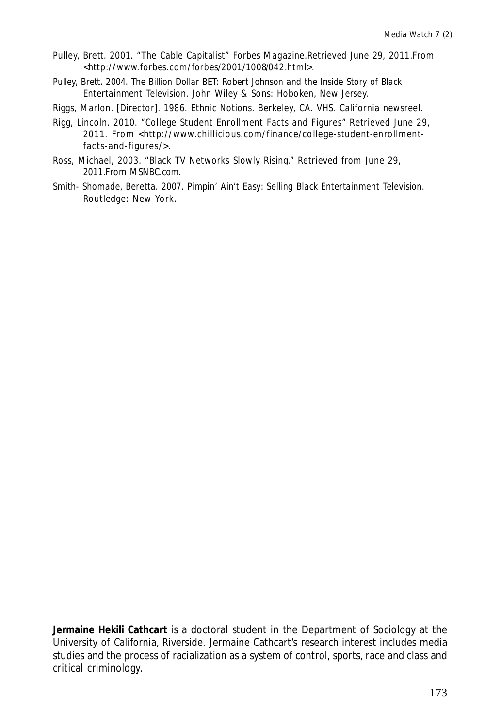Pulley, Brett. 2001. "The Cable Capitalist" Forbes Magazine.Retrieved June 29, 2011.From <http://www.forbes.com/forbes/2001/1008/042.html>.

Pulley, Brett. 2004. The Billion Dollar BET: Robert Johnson and the Inside Story of Black Entertainment Television. John Wiley & Sons: Hoboken, New Jersey.

Riggs, Marlon. [Director]. 1986. Ethnic Notions. Berkeley, CA. VHS. California newsreel.

Rigg, Lincoln. 2010. "College Student Enrollment Facts and Figures" Retrieved June 29, 2011. From <http://www.chillicious.com/finance/college-student-enrollment-facts-and-figures/>.

Ross, Michael, 2003. "Black TV Networks Slowly Rising." Retrieved from June 29, 2011.From MSNBC.com.

Smith- Shomade, Beretta. 2007. Pimpin' Ain't Easy: Selling Black Entertainment Television. Routledge: New York.

**Jermaine Hekili Cathcart** is a doctoral student in the Department of Sociology at the University of California, Riverside. Jermaine Cathcart's research interest includes media studies and the process of racialization as a system of control, sports, race and class and critical criminology.